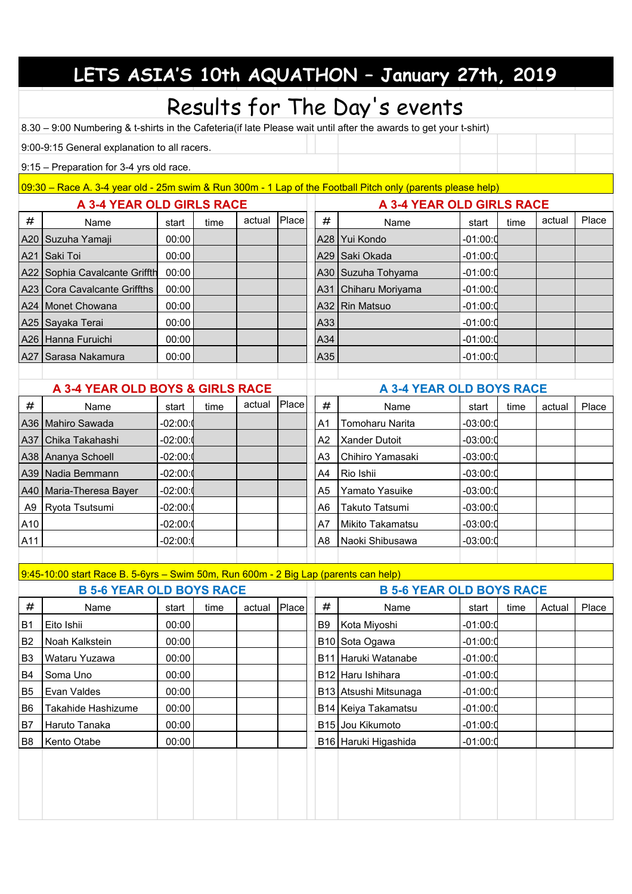# LETS ASIA'S 10th AQUATHON – January 27th, 2019

## Results for The Day's events

8.30 – 9:00 Numbering & t-shirts in the Cafeteria(if late Please wait until after the awards to get your t-shirt)

9:00-9:15 General explanation to all racers.

9:15 – Preparation for 3-4 yrs old race.

09:30 – Race A. 3-4 year old - 25m swim & Run 300m - 1 Lap of the Football Pitch only (parents please help)

### A 3-4 YEAR OLD GIRLS RACE

| # | Name | start | time | actual | Place |
|---|---|---|---|---|---|
| A20 | Suzuha Yamaji | 00:00 | | | |
| A21 | Saki Toi | 00:00 | | | |
| A22 | Sophia Cavalcante Griffth | 00:00 | | | |
| A23 | Cora Cavalcante Griffths | 00:00 | | | |
| A24 | Monet Chowana | 00:00 | | | |
| A25 | Sayaka Terai | 00:00 | | | |
| A26 | Hanna Furuichi | 00:00 | | | |
| A27 | Sarasa Nakamura | 00:00 | | | |

### A 3-4 YEAR OLD GIRLS RACE

| # | Name | start | time | actual | Place |
|---|---|---|---|---|---|
| A28 | Yui Kondo | -01:00:0 | | | |
| A29 | Saki Okada | -01:00:0 | | | |
| A30 | Suzuha Tohyama | -01:00:0 | | | |
| A31 | Chiharu Moriyama | -01:00:0 | | | |
| A32 | Rin Matsuo | -01:00:0 | | | |
| A33 | | -01:00:0 | | | |
| A34 | | -01:00:0 | | | |
| A35 | | -01:00:0 | | | |

### A 3-4 YEAR OLD BOYS & GIRLS RACE

| # | Name | start | time | actual | Place |
|---|---|---|---|---|---|
| A36 | Mahiro Sawada | -02:00:0 | | | |
| A37 | Chika Takahashi | -02:00:0 | | | |
| A38 | Ananya Schoell | -02:00:0 | | | |
| A39 | Nadia Bemmann | -02:00:0 | | | |
| A40 | Maria-Theresa Bayer | -02:00:0 | | | |
| A9 | Ryota Tsutsumi | -02:00:0 | | | |
| A10 | | -02:00:0 | | | |
| A11 | | -02:00:0 | | | |

### A 3-4 YEAR OLD BOYS RACE

| # | Name | start | time | actual | Place |
|---|---|---|---|---|---|
| A1 | Tomoharu Narita | -03:00:0 | | | |
| A2 | Xander Dutoit | -03:00:0 | | | |
| A3 | Chihiro Yamasaki | -03:00:0 | | | |
| A4 | Rio Ishii | -03:00:0 | | | |
| A5 | Yamato Yasuike | -03:00:0 | | | |
| A6 | Takuto Tatsumi | -03:00:0 | | | |
| A7 | Mikito Takamatsu | -03:00:0 | | | |
| A8 | Naoki Shibusawa | -03:00:0 | | | |

9:45-10:00 start Race B. 5-6yrs – Swim 50m, Run 600m - 2 Big Lap (parents can help)

### B 5-6 YEAR OLD BOYS RACE

| # | Name | start | time | actual | Place |
|---|---|---|---|---|---|
| B1 | Eito Ishii | 00:00 | | | |
| B2 | Noah Kalkstein | 00:00 | | | |
| B3 | Wataru Yuzawa | 00:00 | | | |
| B4 | Soma Uno | 00:00 | | | |
| B5 | Evan Valdes | 00:00 | | | |
| B6 | Takahide Hashizume | 00:00 | | | |
| B7 | Haruto Tanaka | 00:00 | | | |
| B8 | Kento Otabe | 00:00 | | | |

### B 5-6 YEAR OLD BOYS RACE

| # | Name | start | time | Actual | Place |
|---|---|---|---|---|---|
| B9 | Kota Miyoshi | -01:00:0 | | | |
| B10 | Sota Ogawa | -01:00:0 | | | |
| B11 | Haruki Watanabe | -01:00:0 | | | |
| B12 | Haru Ishihara | -01:00:0 | | | |
| B13 | Atsushi Mitsunaga | -01:00:0 | | | |
| B14 | Keiya Takamatsu | -01:00:0 | | | |
| B15 | Jou Kikumoto | -01:00:0 | | | |
| B16 | Haruki Higashida | -01:00:0 | | | |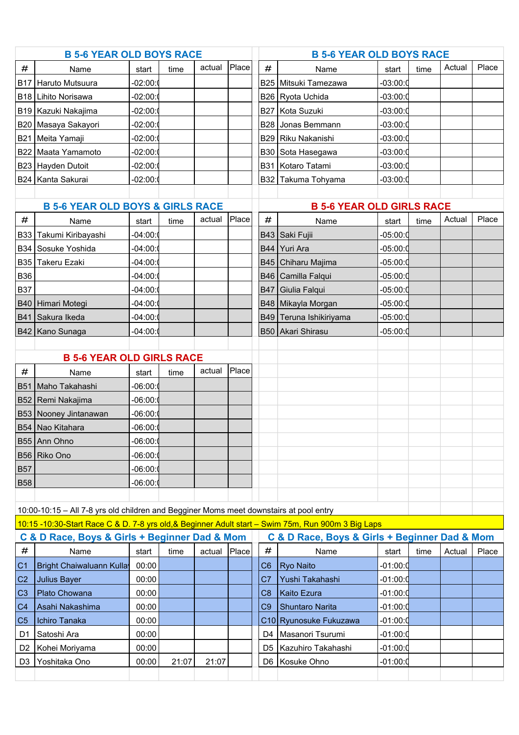## B 5-6 YEAR OLD BOYS RACE

| # | Name | start | time | actual | Place |
|---|---|---|---|---|---|
| B17 | Haruto Mutsuura | -02:00:( | | | |
| B18 | Lihito Norisawa | -02:00:( | | | |
| B19 | Kazuki Nakajima | -02:00:( | | | |
| B20 | Masaya Sakayori | -02:00:( | | | |
| B21 | Meita Yamaji | -02:00:( | | | |
| B22 | Maata Yamamoto | -02:00:( | | | |
| B23 | Hayden Dutoit | -02:00:( | | | |
| B24 | Kanta Sakurai | -02:00:( | | | |

## B 5-6 YEAR OLD BOYS RACE

| # | Name | start | time | Actual | Place |
|---|---|---|---|---|---|
| B25 | Mitsuki Tamezawa | -03:00:( | | | |
| B26 | Ryota Uchida | -03:00:( | | | |
| B27 | Kota Suzuki | -03:00:( | | | |
| B28 | Jonas Bemmann | -03:00:( | | | |
| B29 | Riku Nakanishi | -03:00:( | | | |
| B30 | Sota Hasegawa | -03:00:( | | | |
| B31 | Kotaro Tatami | -03:00:( | | | |
| B32 | Takuma Tohyama | -03:00:( | | | |

## B 5-6 YEAR OLD BOYS & GIRLS RACE

| # | Name | start | time | actual | Place |
|---|---|---|---|---|---|
| B33 | Takumi Kiribayashi | -04:00:( | | | |
| B34 | Sosuke Yoshida | -04:00:( | | | |
| B35 | Takeru Ezaki | -04:00:( | | | |
| B36 | | -04:00:( | | | |
| B37 | | -04:00:( | | | |
| B40 | Himari Motegi | -04:00:( | | | |
| B41 | Sakura Ikeda | -04:00:( | | | |
| B42 | Kano Sunaga | -04:00:( | | | |

## B 5-6 YEAR OLD GIRLS RACE

| # | Name | start | time | Actual | Place |
|---|---|---|---|---|---|
| B43 | Saki Fujii | -05:00:( | | | |
| B44 | Yuri Ara | -05:00:( | | | |
| B45 | Chiharu Majima | -05:00:( | | | |
| B46 | Camilla Falqui | -05:00:( | | | |
| B47 | Giulia Falqui | -05:00:( | | | |
| B48 | Mikayla Morgan | -05:00:( | | | |
| B49 | Teruna Ishikiriyama | -05:00:( | | | |
| B50 | Akari Shirasu | -05:00:( | | | |

## B 5-6 YEAR OLD GIRLS RACE

| # | Name | start | time | actual | Place |
|---|---|---|---|---|---|
| B51 | Maho Takahashi | -06:00:( | | | |
| B52 | Remi Nakajima | -06:00:( | | | |
| B53 | Nooney Jintanawan | -06:00:( | | | |
| B54 | Nao Kitahara | -06:00:( | | | |
| B55 | Ann Ohno | -06:00:( | | | |
| B56 | Riko Ono | -06:00:( | | | |
| B57 | | -06:00:( | | | |
| B58 | | -06:00:( | | | |

10:00-10:15 – All 7-8 yrs old children and Begginer Moms meet downstairs at pool entry

10:15 -10:30-Start Race C & D. 7-8 yrs old,& Beginner Adult start – Swim 75m, Run 900m 3 Big Laps

## C & D Race, Boys & Girls + Beginner Dad & Mom

| # | Name | start | time | actual | Place |
|---|---|---|---|---|---|
| C1 | Bright Chaiwaluann Kulla | 00:00 | | | |
| C2 | Julius Bayer | 00:00 | | | |
| C3 | Plato Chowana | 00:00 | | | |
| C4 | Asahi Nakashima | 00:00 | | | |
| C5 | Ichiro Tanaka | 00:00 | | | |
| D1 | Satoshi Ara | 00:00 | | | |
| D2 | Kohei Moriyama | 00:00 | | | |
| D3 | Yoshitaka Ono | 00:00 | 21:07 | 21:07 | |

## C & D Race, Boys & Girls + Beginner Dad & Mom

| # | Name | start | time | Actual | Place |
|---|---|---|---|---|---|
| C6 | Ryo Naito | -01:00:( | | | |
| C7 | Yushi Takahashi | -01:00:( | | | |
| C8 | Kaito Ezura | -01:00:( | | | |
| C9 | Shuntaro Narita | -01:00:( | | | |
| C10 | Ryunosuke Fukuzawa | -01:00:( | | | |
| D4 | Masanori Tsurumi | -01:00:( | | | |
| D5 | Kazuhiro Takahashi | -01:00:( | | | |
| D6 | Kosuke Ohno | -01:00:( | | | |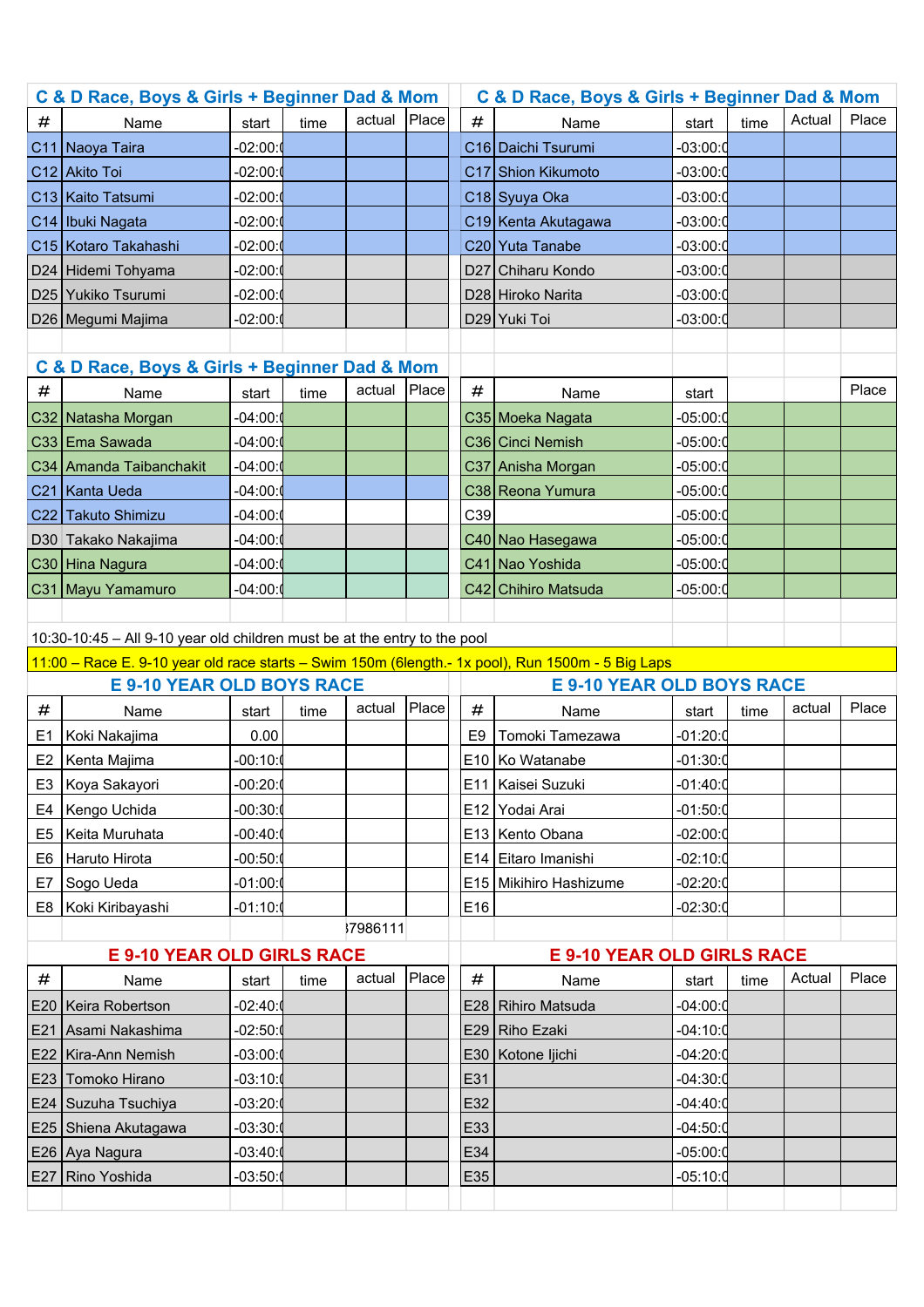## C & D Race, Boys & Girls + Beginner Dad & Mom

| # | Name | start | time | actual | Place |
|---|---|---|---|---|---|
| C11 | Naoya Taira | -02:00:( | | | |
| C12 | Akito Toi | -02:00:( | | | |
| C13 | Kaito Tatsumi | -02:00:( | | | |
| C14 | Ibuki Nagata | -02:00:( | | | |
| C15 | Kotaro Takahashi | -02:00:( | | | |
| D24 | Hidemi Tohyama | -02:00:( | | | |
| D25 | Yukiko Tsurumi | -02:00:( | | | |
| D26 | Megumi Majima | -02:00:( | | | |

## C & D Race, Boys & Girls + Beginner Dad & Mom

| # | Name | start | time | Actual | Place |
|---|---|---|---|---|---|
| C16 | Daichi Tsurumi | -03:00:( | | | |
| C17 | Shion Kikumoto | -03:00:( | | | |
| C18 | Syuya Oka | -03:00:( | | | |
| C19 | Kenta Akutagawa | -03:00:( | | | |
| C20 | Yuta Tanabe | -03:00:( | | | |
| D27 | Chiharu Kondo | -03:00:( | | | |
| D28 | Hiroko Narita | -03:00:( | | | |
| D29 | Yuki Toi | -03:00:( | | | |

## C & D Race, Boys & Girls + Beginner Dad & Mom

| # | Name | start | time | actual | Place |
|---|---|---|---|---|---|
| C32 | Natasha Morgan | -04:00:( | | | |
| C33 | Ema Sawada | -04:00:( | | | |
| C34 | Amanda Taibanchakit | -04:00:( | | | |
| C21 | Kanta Ueda | -04:00:( | | | |
| C22 | Takuto Shimizu | -04:00:( | | | |
| D30 | Takako Nakajima | -04:00:( | | | |
| C30 | Hina Nagura | -04:00:( | | | |
| C31 | Mayu Yamamuro | -04:00:( | | | |

| # | Name | start | | | Place |
|---|---|---|---|---|---|
| C35 | Moeka Nagata | -05:00:( | | | |
| C36 | Cinci Nemish | -05:00:( | | | |
| C37 | Anisha Morgan | -05:00:( | | | |
| C38 | Reona Yumura | -05:00:( | | | |
| C39 | | -05:00:( | | | |
| C40 | Nao Hasegawa | -05:00:( | | | |
| C41 | Nao Yoshida | -05:00:( | | | |
| C42 | Chihiro Matsuda | -05:00:( | | | |

10:30-10:45 – All 9-10 year old children must be at the entry to the pool

11:00 – Race E. 9-10 year old race starts – Swim 150m (6length.- 1x pool), Run 1500m - 5 Big Laps

## E 9-10 YEAR OLD BOYS RACE

| # | Name | start | time | actual | Place |
|---|---|---|---|---|---|
| E1 | Koki Nakajima | 0.00 | | | |
| E2 | Kenta Majima | -00:10:( | | | |
| E3 | Koya Sakayori | -00:20:( | | | |
| E4 | Kengo Uchida | -00:30:( | | | |
| E5 | Keita Muruhata | -00:40:( | | | |
| E6 | Haruto Hirota | -00:50:( | | | |
| E7 | Sogo Ueda | -01:00:( | | | |
| E8 | Koki Kiribayashi | -01:10:( | | | |
| | | | | 37986111 | |

## E 9-10 YEAR OLD BOYS RACE

| # | Name | start | time | actual | Place |
|---|---|---|---|---|---|
| E9 | Tomoki Tamezawa | -01:20:( | | | |
| E10 | Ko Watanabe | -01:30:( | | | |
| E11 | Kaisei Suzuki | -01:40:( | | | |
| E12 | Yodai Arai | -01:50:( | | | |
| E13 | Kento Obana | -02:00:( | | | |
| E14 | Eitaro Imanishi | -02:10:( | | | |
| E15 | Mikihiro Hashizume | -02:20:( | | | |
| E16 | | -02:30:( | | | |

## E 9-10 YEAR OLD GIRLS RACE

| # | Name | start | time | actual | Place |
|---|---|---|---|---|---|
| E20 | Keira Robertson | -02:40:( | | | |
| E21 | Asami Nakashima | -02:50:( | | | |
| E22 | Kira-Ann Nemish | -03:00:( | | | |
| E23 | Tomoko Hirano | -03:10:( | | | |
| E24 | Suzuha Tsuchiya | -03:20:( | | | |
| E25 | Shiena Akutagawa | -03:30:( | | | |
| E26 | Aya Nagura | -03:40:( | | | |
| E27 | Rino Yoshida | -03:50:( | | | |

## E 9-10 YEAR OLD GIRLS RACE

| # | Name | start | time | Actual | Place |
|---|---|---|---|---|---|
| E28 | Rihiro Matsuda | -04:00:( | | | |
| E29 | Riho Ezaki | -04:10:( | | | |
| E30 | Kotone Ijichi | -04:20:( | | | |
| E31 | | -04:30:( | | | |
| E32 | | -04:40:( | | | |
| E33 | | -04:50:( | | | |
| E34 | | -05:00:( | | | |
| E35 | | -05:10:( | | | |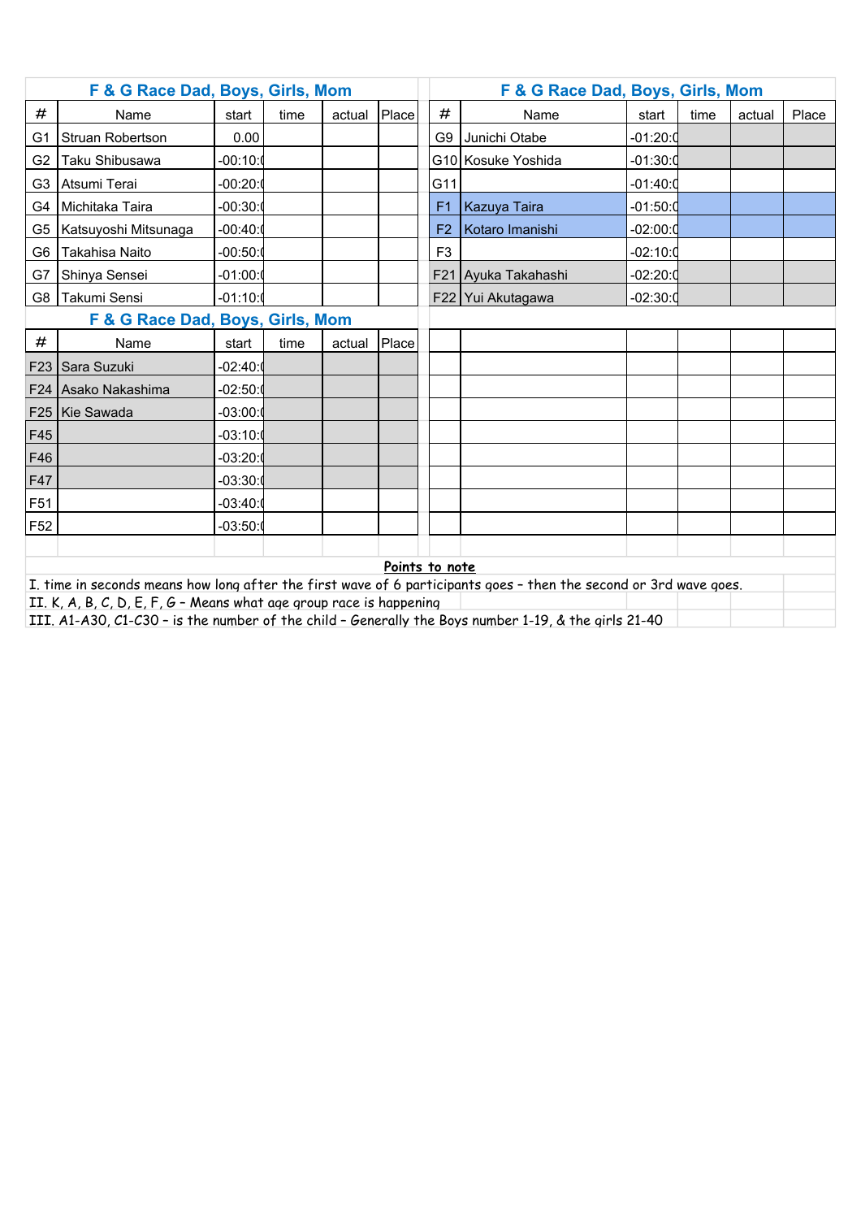## F & G Race Dad, Boys, Girls, Mom

| # | Name | start | time | actual | Place |
|---|---|---|---|---|---|
| G1 | Struan Robertson | 0.00 | | | |
| G2 | Taku Shibusawa | -00:10:( | | | |
| G3 | Atsumi Terai | -00:20:( | | | |
| G4 | Michitaka Taira | -00:30:( | | | |
| G5 | Katsuyoshi Mitsunaga | -00:40:( | | | |
| G6 | Takahisa Naito | -00:50:( | | | |
| G7 | Shinya Sensei | -01:00:( | | | |
| G8 | Takumi Sensi | -01:10:( | | | |

## F & G Race Dad, Boys, Girls, Mom

| # | Name | start | time | actual | Place |
|---|---|---|---|---|---|
| G9 | Junichi Otabe | -01:20:( | | | |
| G10 | Kosuke Yoshida | -01:30:( | | | |
| G11 | | -01:40:( | | | |
| F1 | Kazuya Taira | -01:50:( | | | |
| F2 | Kotaro Imanishi | -02:00:( | | | |
| F3 | | -02:10:( | | | |
| F21 | Ayuka Takahashi | -02:20:( | | | |
| F22 | Yui Akutagawa | -02:30:( | | | |

## F & G Race Dad, Boys, Girls, Mom

| # | Name | start | time | actual | Place |
|---|---|---|---|---|---|
| F23 | Sara Suzuki | -02:40:( | | | |
| F24 | Asako Nakashima | -02:50:( | | | |
| F25 | Kie Sawada | -03:00:( | | | |
| F45 | | -03:10:( | | | |
| F46 | | -03:20:( | | | |
| F47 | | -03:30:( | | | |
| F51 | | -03:40:( | | | |
| F52 | | -03:50:( | | | |

**Points to note**

I. time in seconds means how long after the first wave of 6 participants goes - then the second or 3rd wave goes.

II. K, A, B, C, D, E, F, G - Means what age group race is happening

III. A1-A30, C1-C30 - is the number of the child - Generally the Boys number 1-19, & the girls 21-40